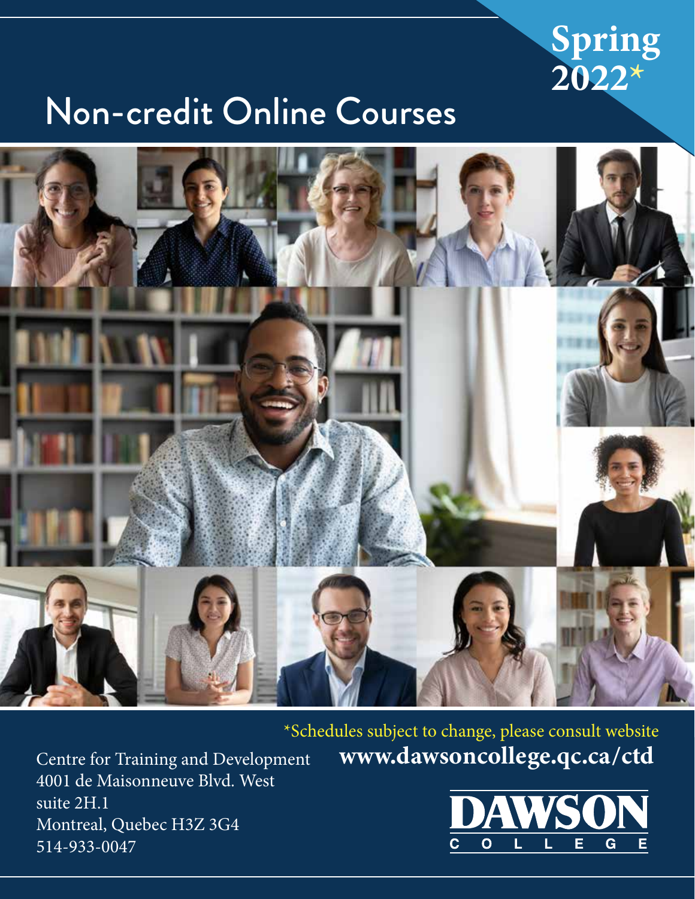# Spring 2022*

# Non-credit Online Courses

*Schedules subject to change, please consult website

**www.dawsoncollege.qc.ca/ctd**

Centre for Training and Development
4001 de Maisonneuve Blvd. West
suite 2H.1
Montreal, Quebec H3Z 3G4
514-933-0047

DAWSON COLLEGE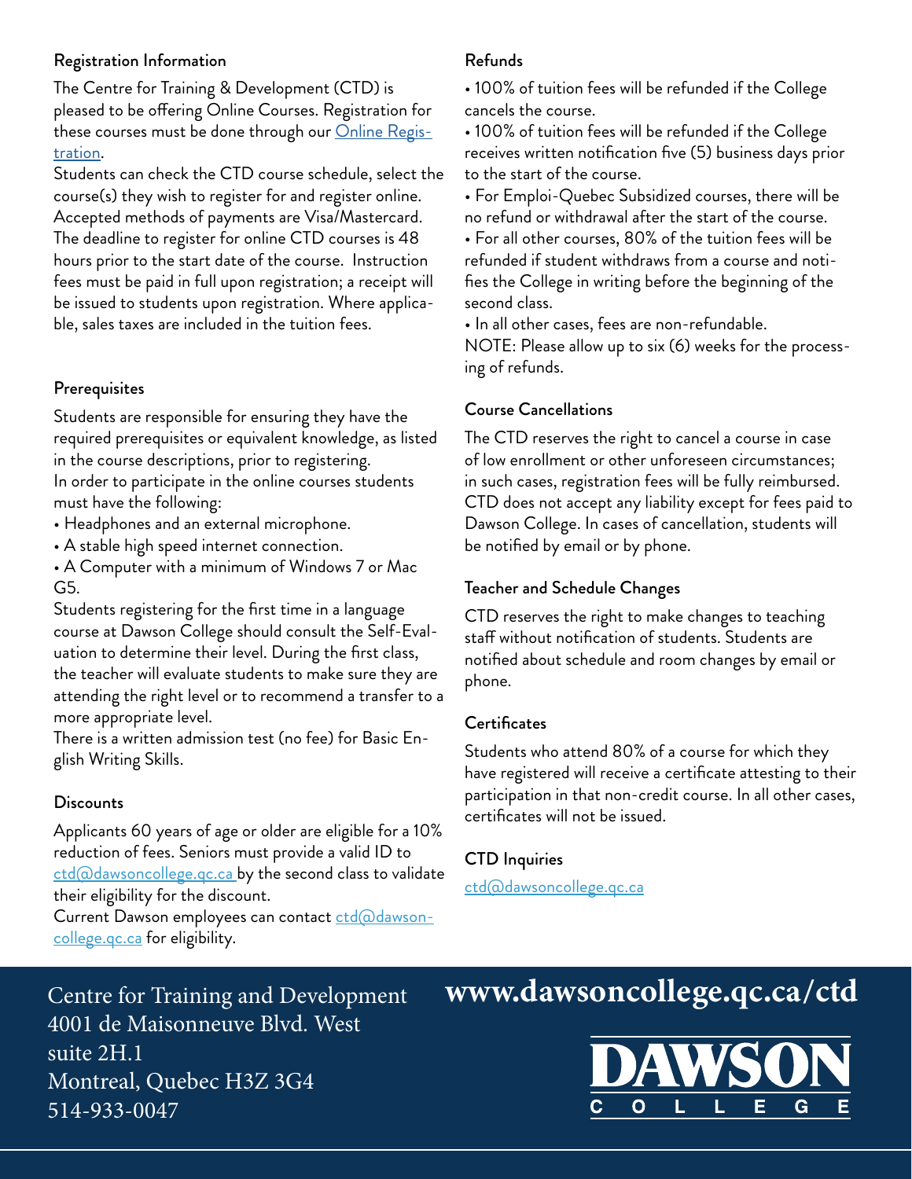## Registration Information

The Centre for Training & Development (CTD) is pleased to be offering Online Courses. Registration for these courses must be done through our [Online Registration](#).

Students can check the CTD course schedule, select the course(s) they wish to register for and register online. Accepted methods of payments are Visa/Mastercard. The deadline to register for online CTD courses is 48 hours prior to the start date of the course. Instruction fees must be paid in full upon registration; a receipt will be issued to students upon registration. Where applicable, sales taxes are included in the tuition fees.

## Prerequisites

Students are responsible for ensuring they have the required prerequisites or equivalent knowledge, as listed in the course descriptions, prior to registering.

In order to participate in the online courses students must have the following:

- Headphones and an external microphone.
- A stable high speed internet connection.
- A Computer with a minimum of Windows 7 or Mac G5.

Students registering for the first time in a language course at Dawson College should consult the Self-Evaluation to determine their level. During the first class, the teacher will evaluate students to make sure they are attending the right level or to recommend a transfer to a more appropriate level.

There is a written admission test (no fee) for Basic English Writing Skills.

## Discounts

Applicants 60 years of age or older are eligible for a 10% reduction of fees. Seniors must provide a valid ID to ctd@dawsoncollege.qc.ca by the second class to validate their eligibility for the discount.

Current Dawson employees can contact ctd@dawsoncollege.qc.ca for eligibility.

## Refunds

- 100% of tuition fees will be refunded if the College cancels the course.
- 100% of tuition fees will be refunded if the College receives written notification five (5) business days prior to the start of the course.
- For Emploi-Quebec Subsidized courses, there will be no refund or withdrawal after the start of the course.
- For all other courses, 80% of the tuition fees will be refunded if student withdraws from a course and notifies the College in writing before the beginning of the second class.
- In all other cases, fees are non-refundable.

NOTE: Please allow up to six (6) weeks for the processing of refunds.

## Course Cancellations

The CTD reserves the right to cancel a course in case of low enrollment or other unforeseen circumstances; in such cases, registration fees will be fully reimbursed. CTD does not accept any liability except for fees paid to Dawson College. In cases of cancellation, students will be notified by email or by phone.

## Teacher and Schedule Changes

CTD reserves the right to make changes to teaching staff without notification of students. Students are notified about schedule and room changes by email or phone.

## Certificates

Students who attend 80% of a course for which they have registered will receive a certificate attesting to their participation in that non-credit course. In all other cases, certificates will not be issued.

## CTD Inquiries

ctd@dawsoncollege.qc.ca

Centre for Training and Development
4001 de Maisonneuve Blvd. West
suite 2H.1
Montreal, Quebec H3Z 3G4
514-933-0047

**www.dawsoncollege.qc.ca/ctd**

DAWSON COLLEGE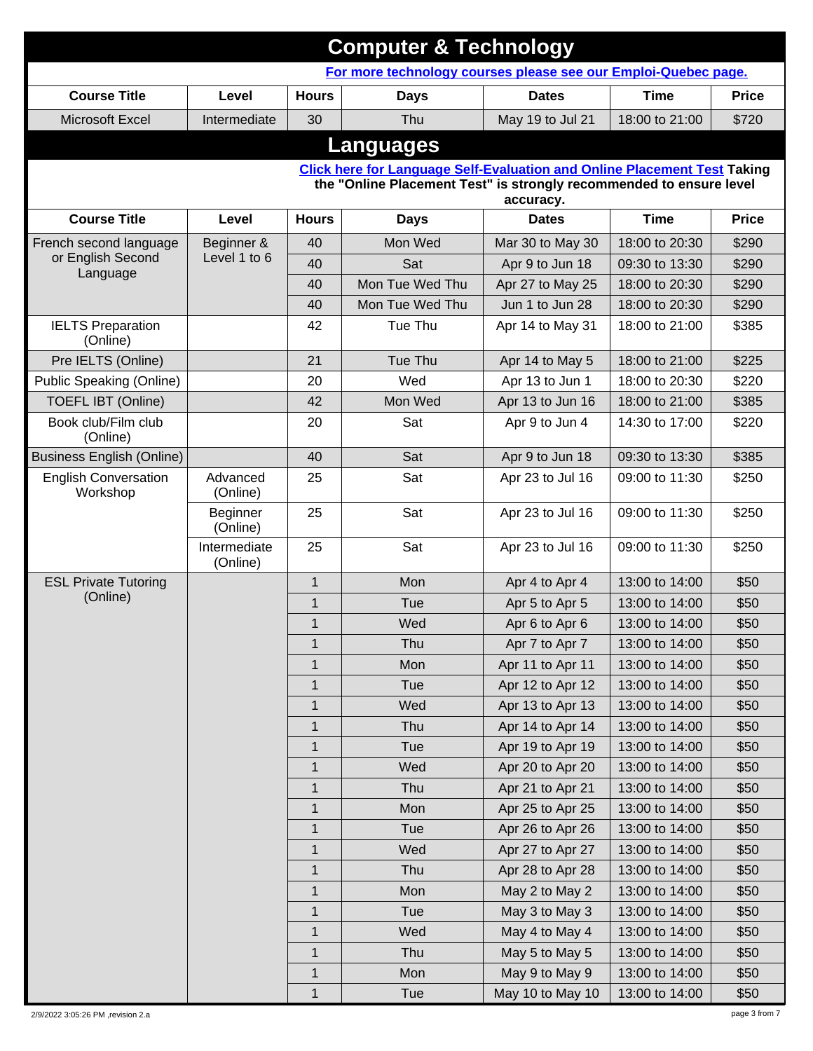## Computer & Technology

For more technology courses please see our Emploi-Quebec page.

| Course Title | Level | Hours | Days | Dates | Time | Price |
|---|---|---|---|---|---|---|
| Microsoft Excel | Intermediate | 30 | Thu | May 19 to Jul 21 | 18:00 to 21:00 | $720 |

## Languages

**Click here for Language Self-Evaluation and Online Placement Test Taking the "Online Placement Test" is strongly recommended to ensure level accuracy.**

| Course Title | Level | Hours | Days | Dates | Time | Price |
|---|---|---|---|---|---|---|
| French second language or English Second Language | Beginner & Level 1 to 6 | 40 | Mon Wed | Mar 30 to May 30 | 18:00 to 20:30 | $290 |
| | | 40 | Sat | Apr 9 to Jun 18 | 09:30 to 13:30 | $290 |
| | | 40 | Mon Tue Wed Thu | Apr 27 to May 25 | 18:00 to 20:30 | $290 |
| | | 40 | Mon Tue Wed Thu | Jun 1 to Jun 28 | 18:00 to 20:30 | $290 |
| IELTS Preparation (Online) | | 42 | Tue Thu | Apr 14 to May 31 | 18:00 to 21:00 | $385 |
| Pre IELTS (Online) | | 21 | Tue Thu | Apr 14 to May 5 | 18:00 to 21:00 | $225 |
| Public Speaking (Online) | | 20 | Wed | Apr 13 to Jun 1 | 18:00 to 20:30 | $220 |
| TOEFL IBT (Online) | | 42 | Mon Wed | Apr 13 to Jun 16 | 18:00 to 21:00 | $385 |
| Book club/Film club (Online) | | 20 | Sat | Apr 9 to Jun 4 | 14:30 to 17:00 | $220 |
| Business English (Online) | | 40 | Sat | Apr 9 to Jun 18 | 09:30 to 13:30 | $385 |
| English Conversation Workshop | Advanced (Online) | 25 | Sat | Apr 23 to Jul 16 | 09:00 to 11:30 | $250 |
| | Beginner (Online) | 25 | Sat | Apr 23 to Jul 16 | 09:00 to 11:30 | $250 |
| | Intermediate (Online) | 25 | Sat | Apr 23 to Jul 16 | 09:00 to 11:30 | $250 |
| ESL Private Tutoring (Online) | | 1 | Mon | Apr 4 to Apr 4 | 13:00 to 14:00 | $50 |
| | | 1 | Tue | Apr 5 to Apr 5 | 13:00 to 14:00 | $50 |
| | | 1 | Wed | Apr 6 to Apr 6 | 13:00 to 14:00 | $50 |
| | | 1 | Thu | Apr 7 to Apr 7 | 13:00 to 14:00 | $50 |
| | | 1 | Mon | Apr 11 to Apr 11 | 13:00 to 14:00 | $50 |
| | | 1 | Tue | Apr 12 to Apr 12 | 13:00 to 14:00 | $50 |
| | | 1 | Wed | Apr 13 to Apr 13 | 13:00 to 14:00 | $50 |
| | | 1 | Thu | Apr 14 to Apr 14 | 13:00 to 14:00 | $50 |
| | | 1 | Tue | Apr 19 to Apr 19 | 13:00 to 14:00 | $50 |
| | | 1 | Wed | Apr 20 to Apr 20 | 13:00 to 14:00 | $50 |
| | | 1 | Thu | Apr 21 to Apr 21 | 13:00 to 14:00 | $50 |
| | | 1 | Mon | Apr 25 to Apr 25 | 13:00 to 14:00 | $50 |
| | | 1 | Tue | Apr 26 to Apr 26 | 13:00 to 14:00 | $50 |
| | | 1 | Wed | Apr 27 to Apr 27 | 13:00 to 14:00 | $50 |
| | | 1 | Thu | Apr 28 to Apr 28 | 13:00 to 14:00 | $50 |
| | | 1 | Mon | May 2 to May 2 | 13:00 to 14:00 | $50 |
| | | 1 | Tue | May 3 to May 3 | 13:00 to 14:00 | $50 |
| | | 1 | Wed | May 4 to May 4 | 13:00 to 14:00 | $50 |
| | | 1 | Thu | May 5 to May 5 | 13:00 to 14:00 | $50 |
| | | 1 | Mon | May 9 to May 9 | 13:00 to 14:00 | $50 |
| | | 1 | Tue | May 10 to May 10 | 13:00 to 14:00 | $50 |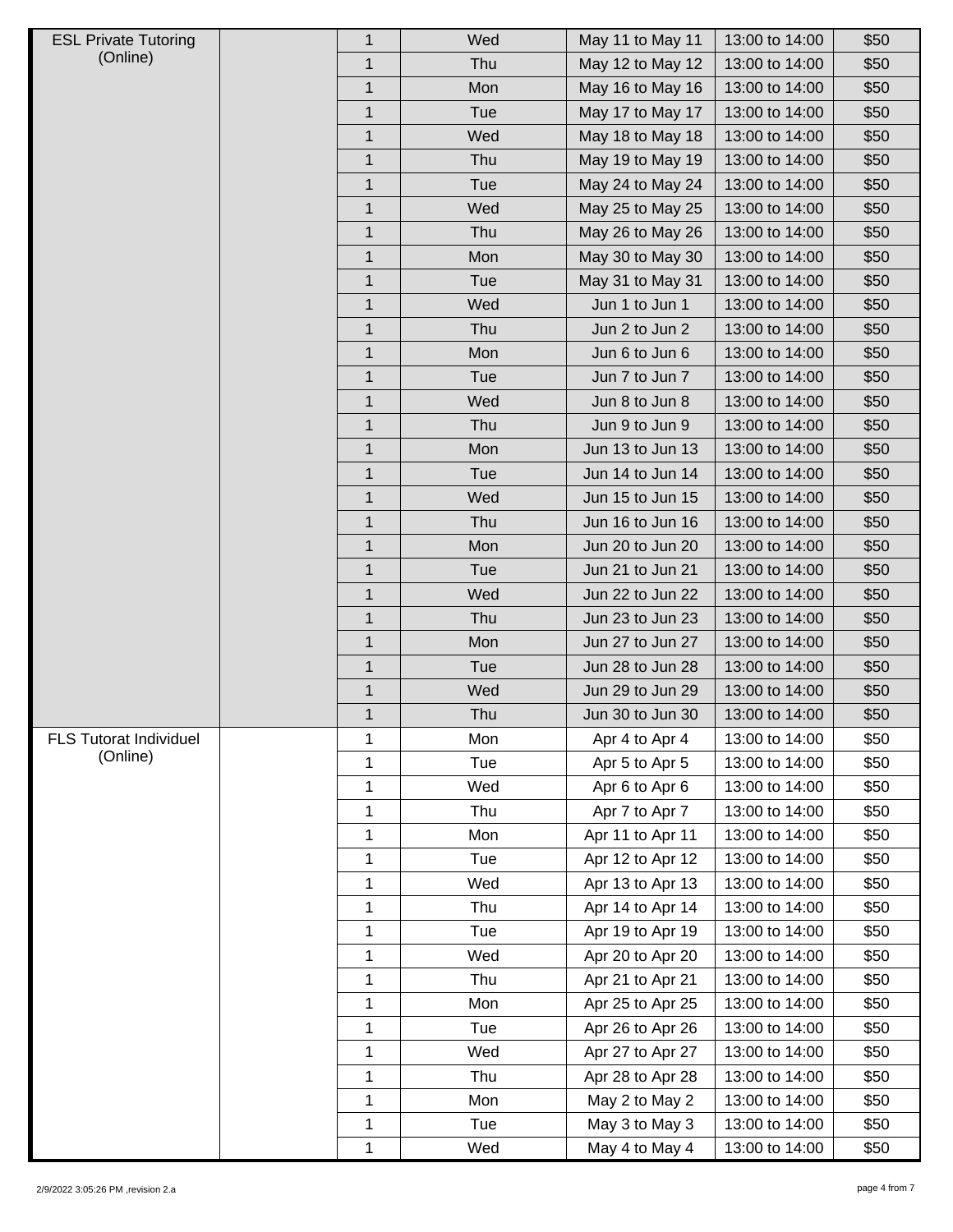| | | | | | | |
|---|---|---|---|---|---|---|
| ESL Private Tutoring (Online) | | 1 | Wed | May 11 to May 11 | 13:00 to 14:00 | $50 |
| | | 1 | Thu | May 12 to May 12 | 13:00 to 14:00 | $50 |
| | | 1 | Mon | May 16 to May 16 | 13:00 to 14:00 | $50 |
| | | 1 | Tue | May 17 to May 17 | 13:00 to 14:00 | $50 |
| | | 1 | Wed | May 18 to May 18 | 13:00 to 14:00 | $50 |
| | | 1 | Thu | May 19 to May 19 | 13:00 to 14:00 | $50 |
| | | 1 | Tue | May 24 to May 24 | 13:00 to 14:00 | $50 |
| | | 1 | Wed | May 25 to May 25 | 13:00 to 14:00 | $50 |
| | | 1 | Thu | May 26 to May 26 | 13:00 to 14:00 | $50 |
| | | 1 | Mon | May 30 to May 30 | 13:00 to 14:00 | $50 |
| | | 1 | Tue | May 31 to May 31 | 13:00 to 14:00 | $50 |
| | | 1 | Wed | Jun 1 to Jun 1 | 13:00 to 14:00 | $50 |
| | | 1 | Thu | Jun 2 to Jun 2 | 13:00 to 14:00 | $50 |
| | | 1 | Mon | Jun 6 to Jun 6 | 13:00 to 14:00 | $50 |
| | | 1 | Tue | Jun 7 to Jun 7 | 13:00 to 14:00 | $50 |
| | | 1 | Wed | Jun 8 to Jun 8 | 13:00 to 14:00 | $50 |
| | | 1 | Thu | Jun 9 to Jun 9 | 13:00 to 14:00 | $50 |
| | | 1 | Mon | Jun 13 to Jun 13 | 13:00 to 14:00 | $50 |
| | | 1 | Tue | Jun 14 to Jun 14 | 13:00 to 14:00 | $50 |
| | | 1 | Wed | Jun 15 to Jun 15 | 13:00 to 14:00 | $50 |
| | | 1 | Thu | Jun 16 to Jun 16 | 13:00 to 14:00 | $50 |
| | | 1 | Mon | Jun 20 to Jun 20 | 13:00 to 14:00 | $50 |
| | | 1 | Tue | Jun 21 to Jun 21 | 13:00 to 14:00 | $50 |
| | | 1 | Wed | Jun 22 to Jun 22 | 13:00 to 14:00 | $50 |
| | | 1 | Thu | Jun 23 to Jun 23 | 13:00 to 14:00 | $50 |
| | | 1 | Mon | Jun 27 to Jun 27 | 13:00 to 14:00 | $50 |
| | | 1 | Tue | Jun 28 to Jun 28 | 13:00 to 14:00 | $50 |
| | | 1 | Wed | Jun 29 to Jun 29 | 13:00 to 14:00 | $50 |
| | | 1 | Thu | Jun 30 to Jun 30 | 13:00 to 14:00 | $50 |
| FLS Tutorat Individuel (Online) | | 1 | Mon | Apr 4 to Apr 4 | 13:00 to 14:00 | $50 |
| | | 1 | Tue | Apr 5 to Apr 5 | 13:00 to 14:00 | $50 |
| | | 1 | Wed | Apr 6 to Apr 6 | 13:00 to 14:00 | $50 |
| | | 1 | Thu | Apr 7 to Apr 7 | 13:00 to 14:00 | $50 |
| | | 1 | Mon | Apr 11 to Apr 11 | 13:00 to 14:00 | $50 |
| | | 1 | Tue | Apr 12 to Apr 12 | 13:00 to 14:00 | $50 |
| | | 1 | Wed | Apr 13 to Apr 13 | 13:00 to 14:00 | $50 |
| | | 1 | Thu | Apr 14 to Apr 14 | 13:00 to 14:00 | $50 |
| | | 1 | Tue | Apr 19 to Apr 19 | 13:00 to 14:00 | $50 |
| | | 1 | Wed | Apr 20 to Apr 20 | 13:00 to 14:00 | $50 |
| | | 1 | Thu | Apr 21 to Apr 21 | 13:00 to 14:00 | $50 |
| | | 1 | Mon | Apr 25 to Apr 25 | 13:00 to 14:00 | $50 |
| | | 1 | Tue | Apr 26 to Apr 26 | 13:00 to 14:00 | $50 |
| | | 1 | Wed | Apr 27 to Apr 27 | 13:00 to 14:00 | $50 |
| | | 1 | Thu | Apr 28 to Apr 28 | 13:00 to 14:00 | $50 |
| | | 1 | Mon | May 2 to May 2 | 13:00 to 14:00 | $50 |
| | | 1 | Tue | May 3 to May 3 | 13:00 to 14:00 | $50 |
| | | 1 | Wed | May 4 to May 4 | 13:00 to 14:00 | $50 |

2/9/2022 3:05:26 PM ,revision 2.a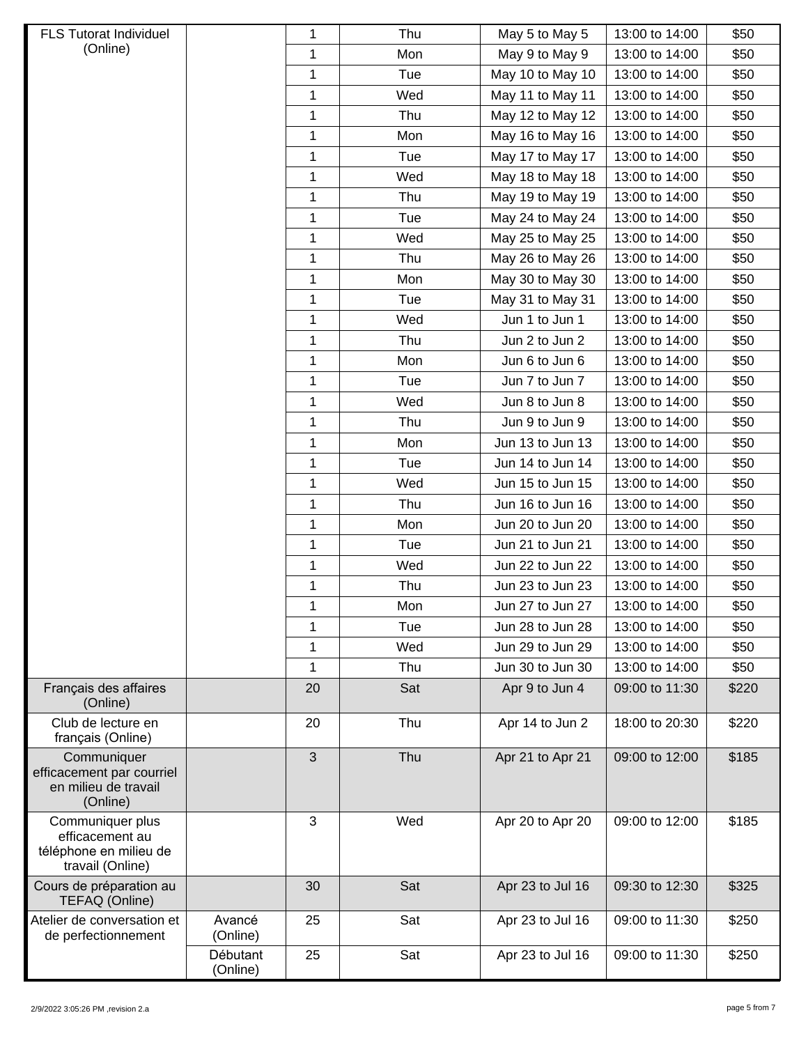| | | | | | | |
|---|---|---|---|---|---|---|
| FLS Tutorat Individuel (Online) | | 1 | Thu | May 5 to May 5 | 13:00 to 14:00 | $50 |
| | | 1 | Mon | May 9 to May 9 | 13:00 to 14:00 | $50 |
| | | 1 | Tue | May 10 to May 10 | 13:00 to 14:00 | $50 |
| | | 1 | Wed | May 11 to May 11 | 13:00 to 14:00 | $50 |
| | | 1 | Thu | May 12 to May 12 | 13:00 to 14:00 | $50 |
| | | 1 | Mon | May 16 to May 16 | 13:00 to 14:00 | $50 |
| | | 1 | Tue | May 17 to May 17 | 13:00 to 14:00 | $50 |
| | | 1 | Wed | May 18 to May 18 | 13:00 to 14:00 | $50 |
| | | 1 | Thu | May 19 to May 19 | 13:00 to 14:00 | $50 |
| | | 1 | Tue | May 24 to May 24 | 13:00 to 14:00 | $50 |
| | | 1 | Wed | May 25 to May 25 | 13:00 to 14:00 | $50 |
| | | 1 | Thu | May 26 to May 26 | 13:00 to 14:00 | $50 |
| | | 1 | Mon | May 30 to May 30 | 13:00 to 14:00 | $50 |
| | | 1 | Tue | May 31 to May 31 | 13:00 to 14:00 | $50 |
| | | 1 | Wed | Jun 1 to Jun 1 | 13:00 to 14:00 | $50 |
| | | 1 | Thu | Jun 2 to Jun 2 | 13:00 to 14:00 | $50 |
| | | 1 | Mon | Jun 6 to Jun 6 | 13:00 to 14:00 | $50 |
| | | 1 | Tue | Jun 7 to Jun 7 | 13:00 to 14:00 | $50 |
| | | 1 | Wed | Jun 8 to Jun 8 | 13:00 to 14:00 | $50 |
| | | 1 | Thu | Jun 9 to Jun 9 | 13:00 to 14:00 | $50 |
| | | 1 | Mon | Jun 13 to Jun 13 | 13:00 to 14:00 | $50 |
| | | 1 | Tue | Jun 14 to Jun 14 | 13:00 to 14:00 | $50 |
| | | 1 | Wed | Jun 15 to Jun 15 | 13:00 to 14:00 | $50 |
| | | 1 | Thu | Jun 16 to Jun 16 | 13:00 to 14:00 | $50 |
| | | 1 | Mon | Jun 20 to Jun 20 | 13:00 to 14:00 | $50 |
| | | 1 | Tue | Jun 21 to Jun 21 | 13:00 to 14:00 | $50 |
| | | 1 | Wed | Jun 22 to Jun 22 | 13:00 to 14:00 | $50 |
| | | 1 | Thu | Jun 23 to Jun 23 | 13:00 to 14:00 | $50 |
| | | 1 | Mon | Jun 27 to Jun 27 | 13:00 to 14:00 | $50 |
| | | 1 | Tue | Jun 28 to Jun 28 | 13:00 to 14:00 | $50 |
| | | 1 | Wed | Jun 29 to Jun 29 | 13:00 to 14:00 | $50 |
| | | 1 | Thu | Jun 30 to Jun 30 | 13:00 to 14:00 | $50 |
| Français des affaires (Online) | | 20 | Sat | Apr 9 to Jun 4 | 09:00 to 11:30 | $220 |
| Club de lecture en français (Online) | | 20 | Thu | Apr 14 to Jun 2 | 18:00 to 20:30 | $220 |
| Communiquer efficacement par courriel en milieu de travail (Online) | | 3 | Thu | Apr 21 to Apr 21 | 09:00 to 12:00 | $185 |
| Communiquer plus efficacement au téléphone en milieu de travail (Online) | | 3 | Wed | Apr 20 to Apr 20 | 09:00 to 12:00 | $185 |
| Cours de préparation au TEFAQ (Online) | | 30 | Sat | Apr 23 to Jul 16 | 09:30 to 12:30 | $325 |
| Atelier de conversation et de perfectionnement | Avancé (Online) | 25 | Sat | Apr 23 to Jul 16 | 09:00 to 11:30 | $250 |
| | Débutant (Online) | 25 | Sat | Apr 23 to Jul 16 | 09:00 to 11:30 | $250 |

2/9/2022 3:05:26 PM ,revision 2.a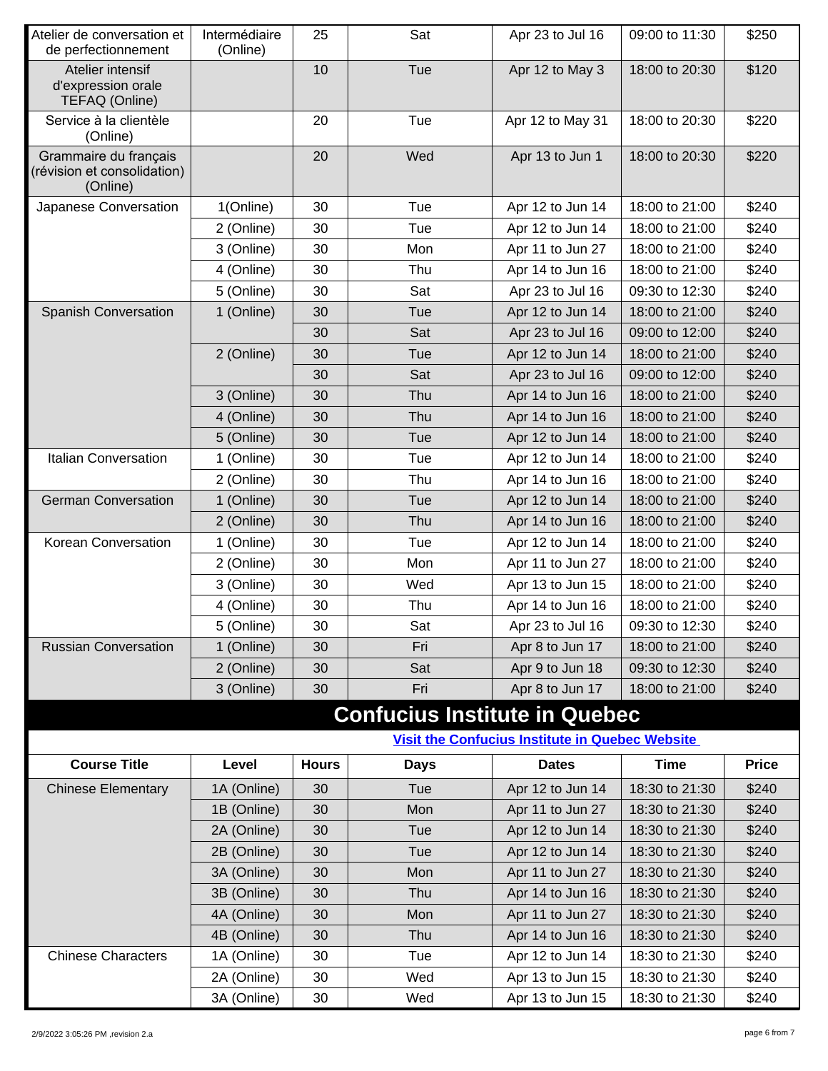| | | | | | | |
|---|---|---|---|---|---|---|
| Atelier de conversation et de perfectionnement | Intermédiaire (Online) | 25 | Sat | Apr 23 to Jul 16 | 09:00 to 11:30 | $250 |
| Atelier intensif d'expression orale TEFAQ (Online) | | 10 | Tue | Apr 12 to May 3 | 18:00 to 20:30 | $120 |
| Service à la clientèle (Online) | | 20 | Tue | Apr 12 to May 31 | 18:00 to 20:30 | $220 |
| Grammaire du français (révision et consolidation) (Online) | | 20 | Wed | Apr 13 to Jun 1 | 18:00 to 20:30 | $220 |
| Japanese Conversation | 1(Online) | 30 | Tue | Apr 12 to Jun 14 | 18:00 to 21:00 | $240 |
| | 2 (Online) | 30 | Tue | Apr 12 to Jun 14 | 18:00 to 21:00 | $240 |
| | 3 (Online) | 30 | Mon | Apr 11 to Jun 27 | 18:00 to 21:00 | $240 |
| | 4 (Online) | 30 | Thu | Apr 14 to Jun 16 | 18:00 to 21:00 | $240 |
| | 5 (Online) | 30 | Sat | Apr 23 to Jul 16 | 09:30 to 12:30 | $240 |
| Spanish Conversation | 1 (Online) | 30 | Tue | Apr 12 to Jun 14 | 18:00 to 21:00 | $240 |
| | | 30 | Sat | Apr 23 to Jul 16 | 09:00 to 12:00 | $240 |
| | 2 (Online) | 30 | Tue | Apr 12 to Jun 14 | 18:00 to 21:00 | $240 |
| | | 30 | Sat | Apr 23 to Jul 16 | 09:00 to 12:00 | $240 |
| | 3 (Online) | 30 | Thu | Apr 14 to Jun 16 | 18:00 to 21:00 | $240 |
| | 4 (Online) | 30 | Thu | Apr 14 to Jun 16 | 18:00 to 21:00 | $240 |
| | 5 (Online) | 30 | Tue | Apr 12 to Jun 14 | 18:00 to 21:00 | $240 |
| Italian Conversation | 1 (Online) | 30 | Tue | Apr 12 to Jun 14 | 18:00 to 21:00 | $240 |
| | 2 (Online) | 30 | Thu | Apr 14 to Jun 16 | 18:00 to 21:00 | $240 |
| German Conversation | 1 (Online) | 30 | Tue | Apr 12 to Jun 14 | 18:00 to 21:00 | $240 |
| | 2 (Online) | 30 | Thu | Apr 14 to Jun 16 | 18:00 to 21:00 | $240 |
| Korean Conversation | 1 (Online) | 30 | Tue | Apr 12 to Jun 14 | 18:00 to 21:00 | $240 |
| | 2 (Online) | 30 | Mon | Apr 11 to Jun 27 | 18:00 to 21:00 | $240 |
| | 3 (Online) | 30 | Wed | Apr 13 to Jun 15 | 18:00 to 21:00 | $240 |
| | 4 (Online) | 30 | Thu | Apr 14 to Jun 16 | 18:00 to 21:00 | $240 |
| | 5 (Online) | 30 | Sat | Apr 23 to Jul 16 | 09:30 to 12:30 | $240 |
| Russian Conversation | 1 (Online) | 30 | Fri | Apr 8 to Jun 17 | 18:00 to 21:00 | $240 |
| | 2 (Online) | 30 | Sat | Apr 9 to Jun 18 | 09:30 to 12:30 | $240 |
| | 3 (Online) | 30 | Fri | Apr 8 to Jun 17 | 18:00 to 21:00 | $240 |

## Confucius Institute in Quebec

[Visit the Confucius Institute in Quebec Website]

| Course Title | Level | Hours | Days | Dates | Time | Price |
|---|---|---|---|---|---|---|
| Chinese Elementary | 1A (Online) | 30 | Tue | Apr 12 to Jun 14 | 18:30 to 21:30 | $240 |
| | 1B (Online) | 30 | Mon | Apr 11 to Jun 27 | 18:30 to 21:30 | $240 |
| | 2A (Online) | 30 | Tue | Apr 12 to Jun 14 | 18:30 to 21:30 | $240 |
| | 2B (Online) | 30 | Tue | Apr 12 to Jun 14 | 18:30 to 21:30 | $240 |
| | 3A (Online) | 30 | Mon | Apr 11 to Jun 27 | 18:30 to 21:30 | $240 |
| | 3B (Online) | 30 | Thu | Apr 14 to Jun 16 | 18:30 to 21:30 | $240 |
| | 4A (Online) | 30 | Mon | Apr 11 to Jun 27 | 18:30 to 21:30 | $240 |
| | 4B (Online) | 30 | Thu | Apr 14 to Jun 16 | 18:30 to 21:30 | $240 |
| Chinese Characters | 1A (Online) | 30 | Tue | Apr 12 to Jun 14 | 18:30 to 21:30 | $240 |
| | 2A (Online) | 30 | Wed | Apr 13 to Jun 15 | 18:30 to 21:30 | $240 |
| | 3A (Online) | 30 | Wed | Apr 13 to Jun 15 | 18:30 to 21:30 | $240 |

2/9/2022 3:05:26 PM ,revision 2.a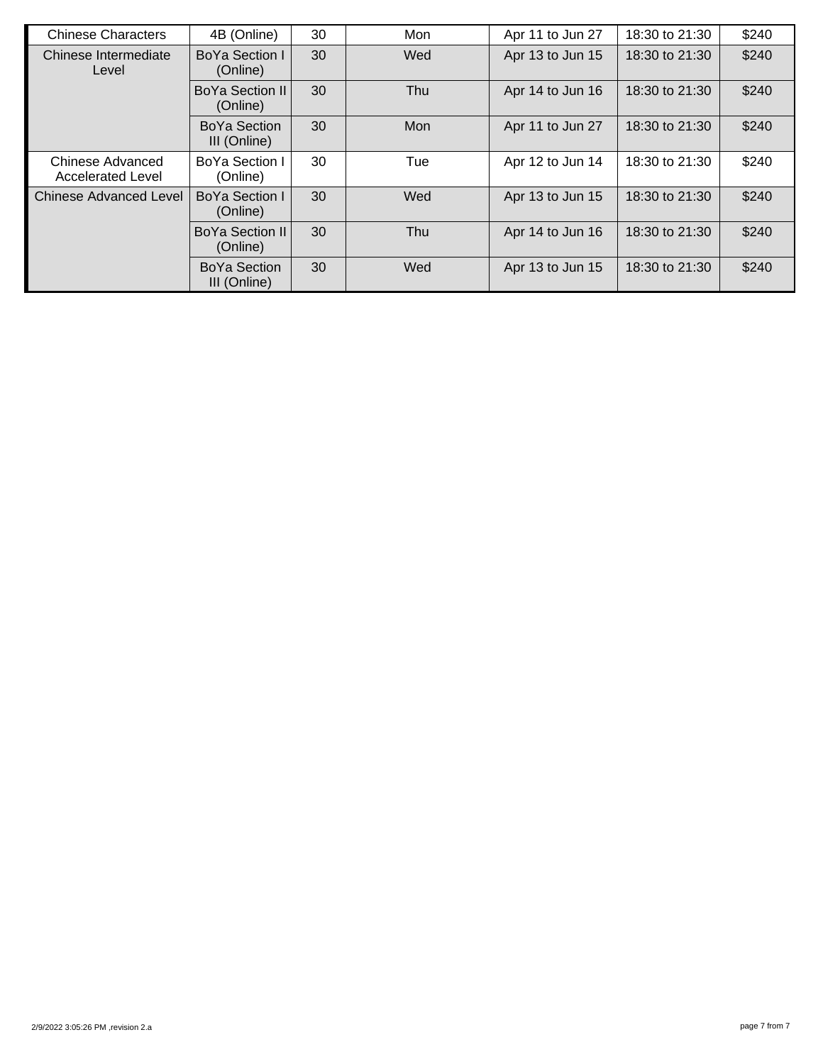| | | | | | | |
|---|---|---|---|---|---|---|
| Chinese Characters | 4B (Online) | 30 | Mon | Apr 11 to Jun 27 | 18:30 to 21:30 | $240 |
| Chinese Intermediate Level | BoYa Section I (Online) | 30 | Wed | Apr 13 to Jun 15 | 18:30 to 21:30 | $240 |
| | BoYa Section II (Online) | 30 | Thu | Apr 14 to Jun 16 | 18:30 to 21:30 | $240 |
| | BoYa Section III (Online) | 30 | Mon | Apr 11 to Jun 27 | 18:30 to 21:30 | $240 |
| Chinese Advanced Accelerated Level | BoYa Section I (Online) | 30 | Tue | Apr 12 to Jun 14 | 18:30 to 21:30 | $240 |
| Chinese Advanced Level | BoYa Section I (Online) | 30 | Wed | Apr 13 to Jun 15 | 18:30 to 21:30 | $240 |
| | BoYa Section II (Online) | 30 | Thu | Apr 14 to Jun 16 | 18:30 to 21:30 | $240 |
| | BoYa Section III (Online) | 30 | Wed | Apr 13 to Jun 15 | 18:30 to 21:30 | $240 |

2/9/2022 3:05:26 PM ,revision 2.a